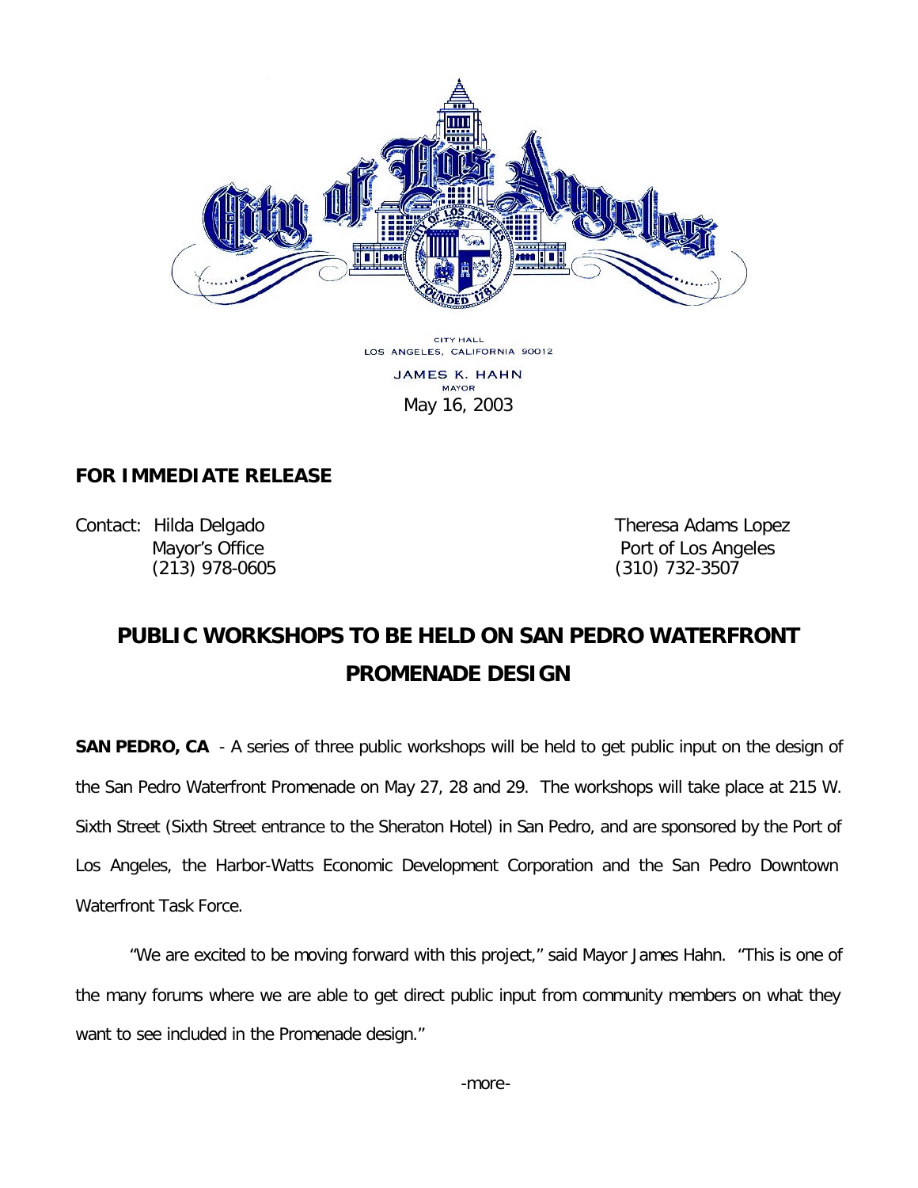CITY HALL
LOS ANGELES, CALIFORNIA 90012

JAMES K. HAHN
MAYOR

May 16, 2003

**FOR IMMEDIATE RELEASE**

Contact: Hilda Delgado
Mayor's Office
(213) 978-0605

Theresa Adams Lopez
Port of Los Angeles
(310) 732-3507

# PUBLIC WORKSHOPS TO BE HELD ON SAN PEDRO WATERFRONT PROMENADE DESIGN

**SAN PEDRO, CA** - A series of three public workshops will be held to get public input on the design of the San Pedro Waterfront Promenade on May 27, 28 and 29. The workshops will take place at 215 W. Sixth Street (Sixth Street entrance to the Sheraton Hotel) in San Pedro, and are sponsored by the Port of Los Angeles, the Harbor-Watts Economic Development Corporation and the San Pedro Downtown Waterfront Task Force.

"We are excited to be moving forward with this project," said Mayor James Hahn. "This is one of the many forums where we are able to get direct public input from community members on what they want to see included in the Promenade design."

-more-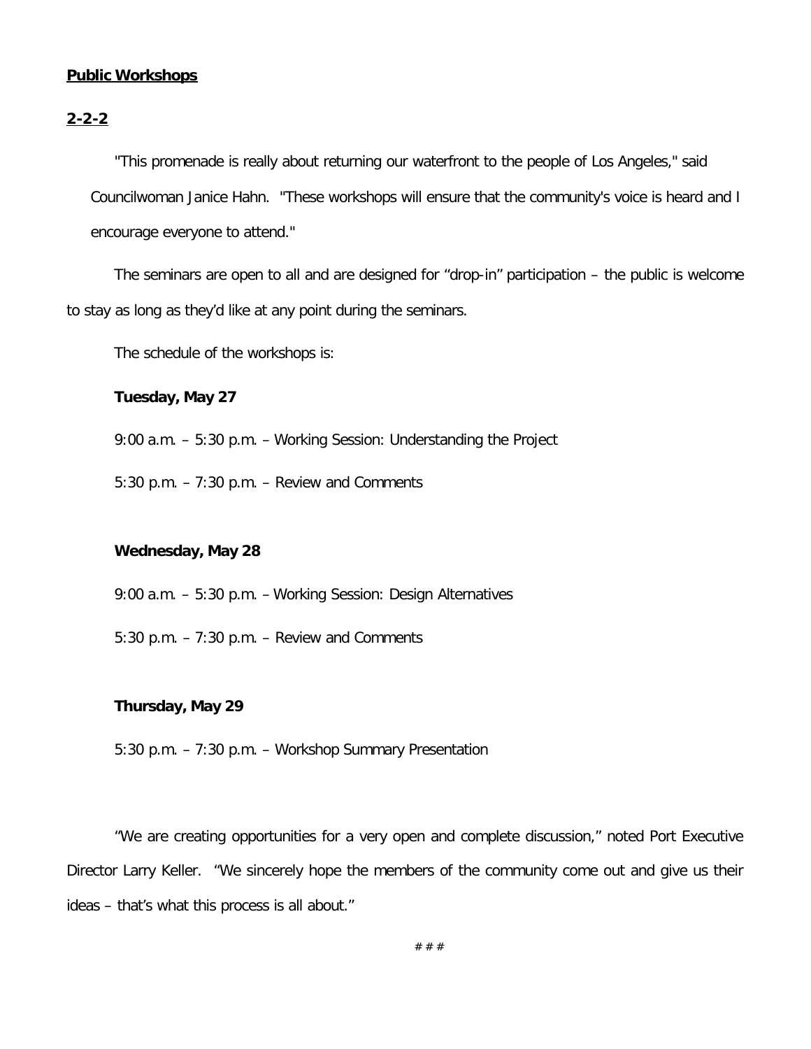**Public Workshops**

**2-2-2**

"This promenade is really about returning our waterfront to the people of Los Angeles," said Councilwoman Janice Hahn. "These workshops will ensure that the community's voice is heard and I encourage everyone to attend."

The seminars are open to all and are designed for "drop-in" participation – the public is welcome to stay as long as they'd like at any point during the seminars.

The schedule of the workshops is:

**Tuesday, May 27**

9:00 a.m. – 5:30 p.m. – Working Session: Understanding the Project

5:30 p.m. – 7:30 p.m. – Review and Comments

**Wednesday, May 28**

9:00 a.m. – 5:30 p.m. – Working Session: Design Alternatives

5:30 p.m. – 7:30 p.m. – Review and Comments

**Thursday, May 29**

5:30 p.m. – 7:30 p.m. – Workshop Summary Presentation

"We are creating opportunities for a very open and complete discussion," noted Port Executive Director Larry Keller. "We sincerely hope the members of the community come out and give us their ideas – that's what this process is all about."

# # #